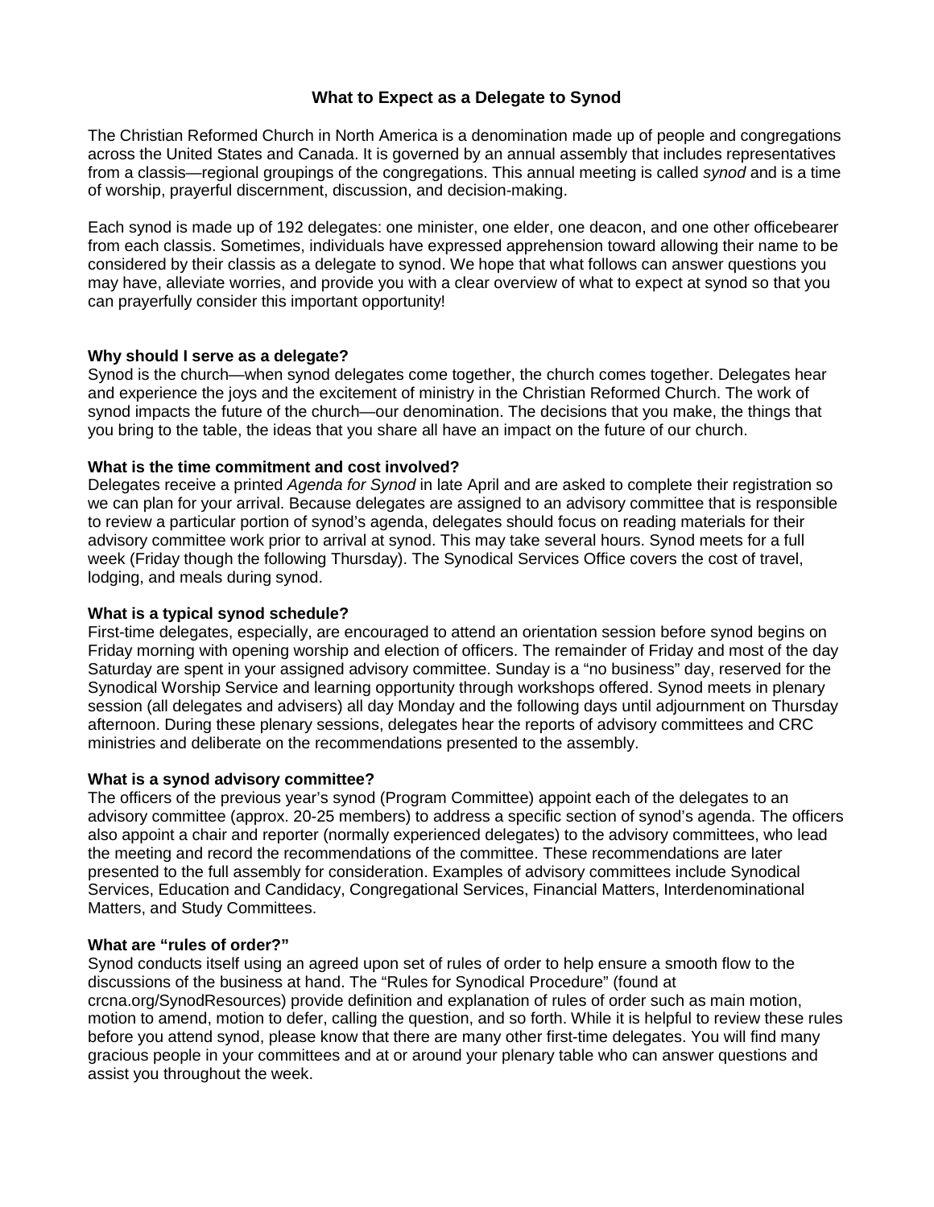# What to Expect as a Delegate to Synod

The Christian Reformed Church in North America is a denomination made up of people and congregations across the United States and Canada. It is governed by an annual assembly that includes representatives from a classis—regional groupings of the congregations. This annual meeting is called *synod* and is a time of worship, prayerful discernment, discussion, and decision-making.

Each synod is made up of 192 delegates: one minister, one elder, one deacon, and one other officebearer from each classis. Sometimes, individuals have expressed apprehension toward allowing their name to be considered by their classis as a delegate to synod. We hope that what follows can answer questions you may have, alleviate worries, and provide you with a clear overview of what to expect at synod so that you can prayerfully consider this important opportunity!

**Why should I serve as a delegate?**
Synod is the church—when synod delegates come together, the church comes together. Delegates hear and experience the joys and the excitement of ministry in the Christian Reformed Church. The work of synod impacts the future of the church—our denomination. The decisions that you make, the things that you bring to the table, the ideas that you share all have an impact on the future of our church.

**What is the time commitment and cost involved?**
Delegates receive a printed *Agenda for Synod* in late April and are asked to complete their registration so we can plan for your arrival. Because delegates are assigned to an advisory committee that is responsible to review a particular portion of synod's agenda, delegates should focus on reading materials for their advisory committee work prior to arrival at synod. This may take several hours. Synod meets for a full week (Friday though the following Thursday). The Synodical Services Office covers the cost of travel, lodging, and meals during synod.

**What is a typical synod schedule?**
First-time delegates, especially, are encouraged to attend an orientation session before synod begins on Friday morning with opening worship and election of officers. The remainder of Friday and most of the day Saturday are spent in your assigned advisory committee. Sunday is a "no business" day, reserved for the Synodical Worship Service and learning opportunity through workshops offered. Synod meets in plenary session (all delegates and advisers) all day Monday and the following days until adjournment on Thursday afternoon. During these plenary sessions, delegates hear the reports of advisory committees and CRC ministries and deliberate on the recommendations presented to the assembly.

**What is a synod advisory committee?**
The officers of the previous year's synod (Program Committee) appoint each of the delegates to an advisory committee (approx. 20-25 members) to address a specific section of synod's agenda. The officers also appoint a chair and reporter (normally experienced delegates) to the advisory committees, who lead the meeting and record the recommendations of the committee. These recommendations are later presented to the full assembly for consideration. Examples of advisory committees include Synodical Services, Education and Candidacy, Congregational Services, Financial Matters, Interdenominational Matters, and Study Committees.

**What are "rules of order?"**
Synod conducts itself using an agreed upon set of rules of order to help ensure a smooth flow to the discussions of the business at hand. The "Rules for Synodical Procedure" (found at crcna.org/SynodResources) provide definition and explanation of rules of order such as main motion, motion to amend, motion to defer, calling the question, and so forth. While it is helpful to review these rules before you attend synod, please know that there are many other first-time delegates. You will find many gracious people in your committees and at or around your plenary table who can answer questions and assist you throughout the week.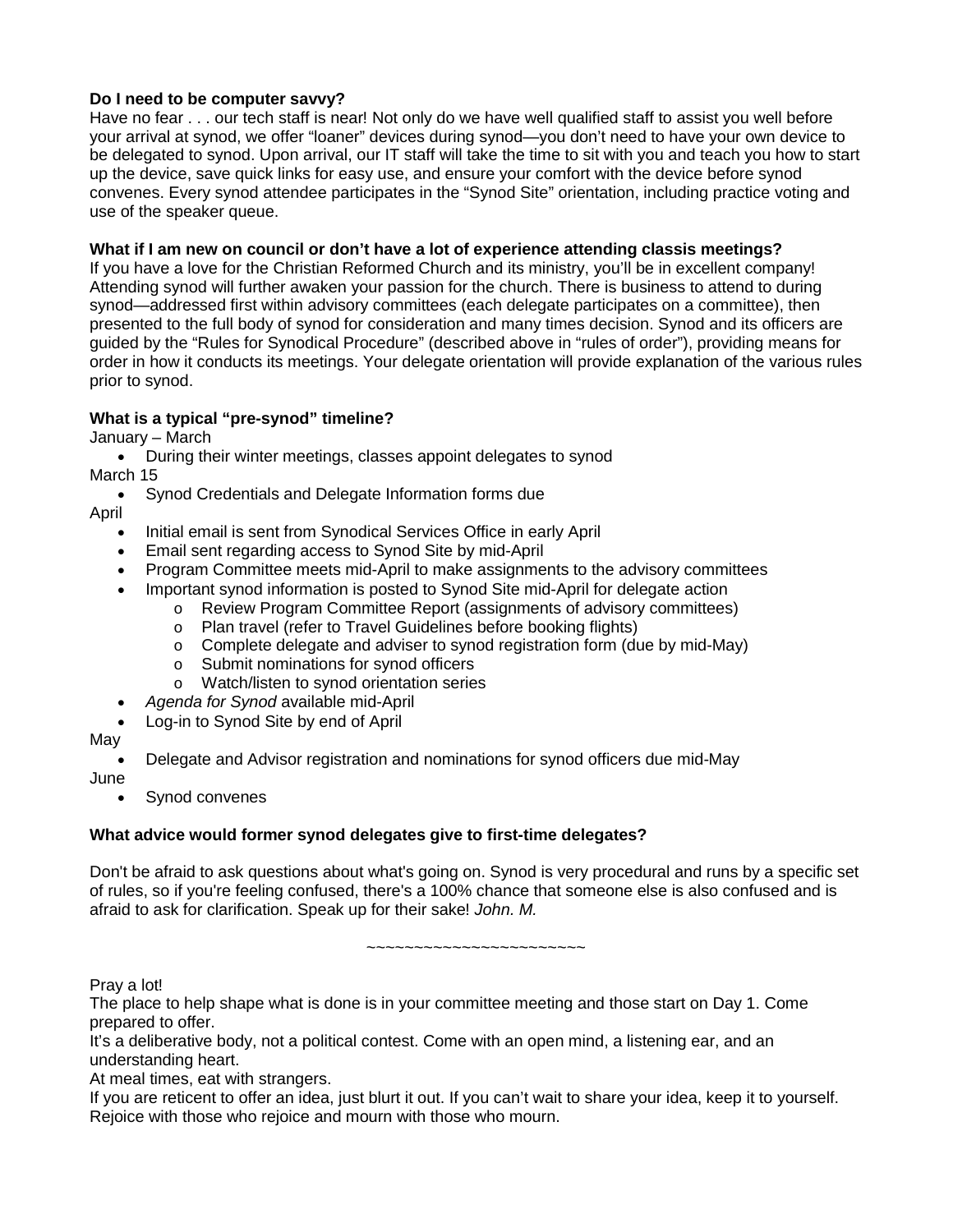**Do I need to be computer savvy?**

Have no fear . . . our tech staff is near! Not only do we have well qualified staff to assist you well before your arrival at synod, we offer "loaner" devices during synod—you don't need to have your own device to be delegated to synod. Upon arrival, our IT staff will take the time to sit with you and teach you how to start up the device, save quick links for easy use, and ensure your comfort with the device before synod convenes. Every synod attendee participates in the "Synod Site" orientation, including practice voting and use of the speaker queue.

**What if I am new on council or don't have a lot of experience attending classis meetings?**

If you have a love for the Christian Reformed Church and its ministry, you'll be in excellent company! Attending synod will further awaken your passion for the church. There is business to attend to during synod—addressed first within advisory committees (each delegate participates on a committee), then presented to the full body of synod for consideration and many times decision. Synod and its officers are guided by the "Rules for Synodical Procedure" (described above in "rules of order"), providing means for order in how it conducts its meetings. Your delegate orientation will provide explanation of the various rules prior to synod.

**What is a typical "pre-synod" timeline?**

January – March

- During their winter meetings, classes appoint delegates to synod

March 15

- Synod Credentials and Delegate Information forms due

April

- Initial email is sent from Synodical Services Office in early April
- Email sent regarding access to Synod Site by mid-April
- Program Committee meets mid-April to make assignments to the advisory committees
- Important synod information is posted to Synod Site mid-April for delegate action
  - Review Program Committee Report (assignments of advisory committees)
  - Plan travel (refer to Travel Guidelines before booking flights)
  - Complete delegate and adviser to synod registration form (due by mid-May)
  - Submit nominations for synod officers
  - Watch/listen to synod orientation series
- *Agenda for Synod* available mid-April
- Log-in to Synod Site by end of April

May

- Delegate and Advisor registration and nominations for synod officers due mid-May

June

- Synod convenes

**What advice would former synod delegates give to first-time delegates?**

Don't be afraid to ask questions about what's going on. Synod is very procedural and runs by a specific set of rules, so if you're feeling confused, there's a 100% chance that someone else is also confused and is afraid to ask for clarification. Speak up for their sake! *John. M.*

~~~~~~~~~~~~~~~~~~~~~~~

Pray a lot!

The place to help shape what is done is in your committee meeting and those start on Day 1. Come prepared to offer.

It's a deliberative body, not a political contest. Come with an open mind, a listening ear, and an understanding heart.

At meal times, eat with strangers.

If you are reticent to offer an idea, just blurt it out. If you can't wait to share your idea, keep it to yourself.

Rejoice with those who rejoice and mourn with those who mourn.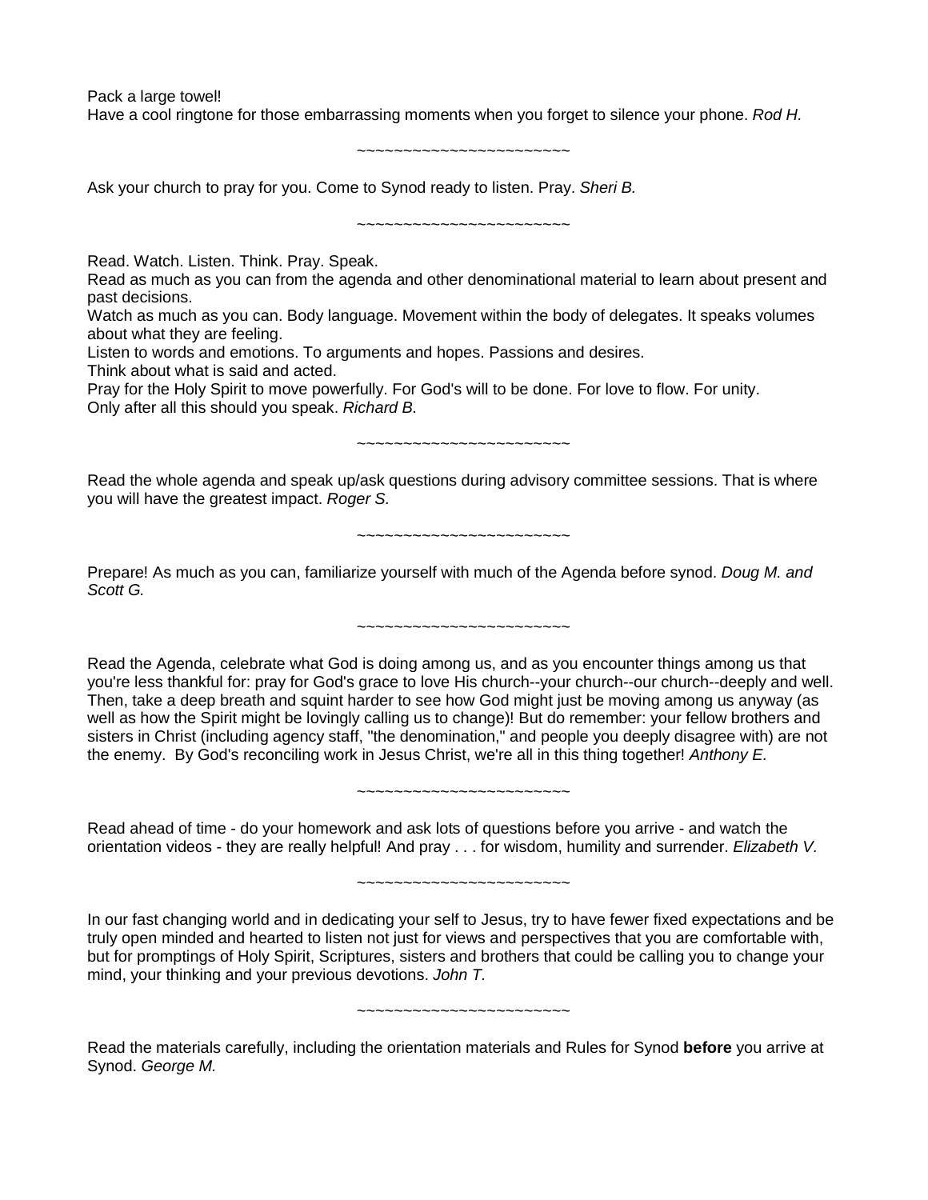Pack a large towel!
Have a cool ringtone for those embarrassing moments when you forget to silence your phone. *Rod H.*

~~~~~~~~~~~~~~~~~~~~~~~~

Ask your church to pray for you. Come to Synod ready to listen. Pray. *Sheri B.*

~~~~~~~~~~~~~~~~~~~~~~~~

Read. Watch. Listen. Think. Pray. Speak.
Read as much as you can from the agenda and other denominational material to learn about present and past decisions.
Watch as much as you can. Body language. Movement within the body of delegates. It speaks volumes about what they are feeling.
Listen to words and emotions. To arguments and hopes. Passions and desires.
Think about what is said and acted.
Pray for the Holy Spirit to move powerfully. For God's will to be done. For love to flow. For unity.
Only after all this should you speak. *Richard B.*

~~~~~~~~~~~~~~~~~~~~~~~~

Read the whole agenda and speak up/ask questions during advisory committee sessions. That is where you will have the greatest impact. *Roger S.*

~~~~~~~~~~~~~~~~~~~~~~~~

Prepare! As much as you can, familiarize yourself with much of the Agenda before synod. *Doug M. and Scott G.*

~~~~~~~~~~~~~~~~~~~~~~~~

Read the Agenda, celebrate what God is doing among us, and as you encounter things among us that you're less thankful for: pray for God's grace to love His church--your church--our church--deeply and well. Then, take a deep breath and squint harder to see how God might just be moving among us anyway (as well as how the Spirit might be lovingly calling us to change)! But do remember: your fellow brothers and sisters in Christ (including agency staff, "the denomination," and people you deeply disagree with) are not the enemy. By God's reconciling work in Jesus Christ, we're all in this thing together! *Anthony E.*

~~~~~~~~~~~~~~~~~~~~~~~~

Read ahead of time - do your homework and ask lots of questions before you arrive - and watch the orientation videos - they are really helpful! And pray . . . for wisdom, humility and surrender. *Elizabeth V.*

~~~~~~~~~~~~~~~~~~~~~~~~

In our fast changing world and in dedicating your self to Jesus, try to have fewer fixed expectations and be truly open minded and hearted to listen not just for views and perspectives that you are comfortable with, but for promptings of Holy Spirit, Scriptures, sisters and brothers that could be calling you to change your mind, your thinking and your previous devotions. *John T.*

~~~~~~~~~~~~~~~~~~~~~~~~

Read the materials carefully, including the orientation materials and Rules for Synod **before** you arrive at Synod. *George M.*